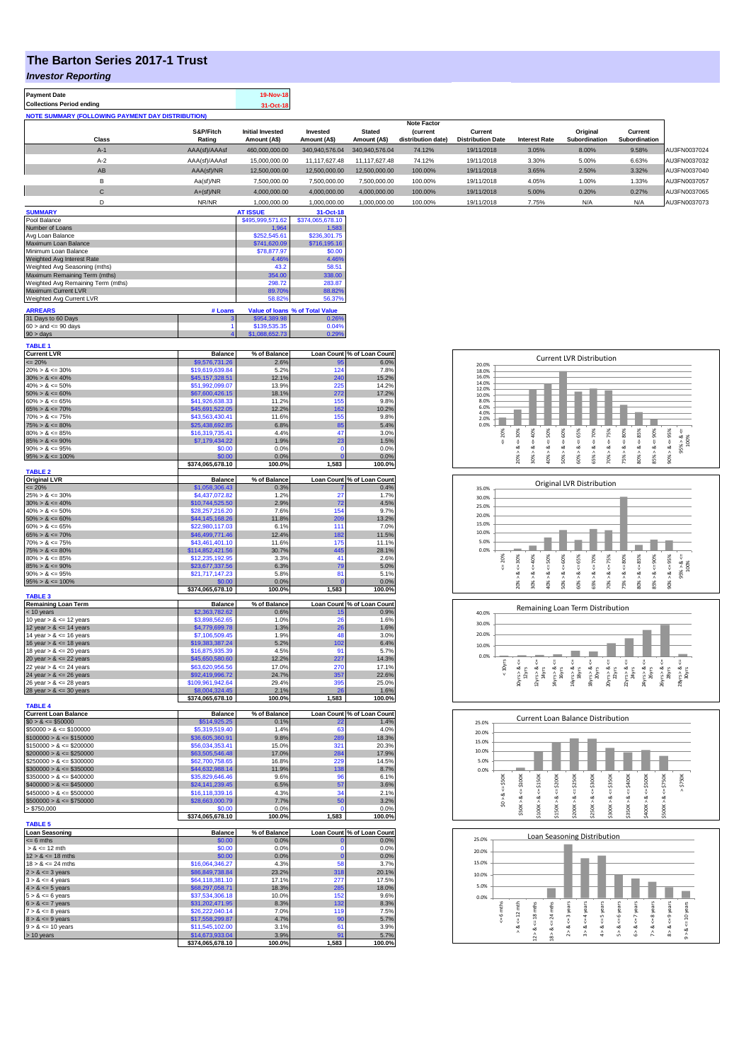# The Barton Series 2017-1 Trust

## *Investor Reporting*

| | |
|---|---|
| **Payment Date** | 19-Nov-18 |
| **Collections Period ending** | 31-Oct-18 |

**NOTE SUMMARY (FOLLOWING PAYMENT DAY DISTRIBUTION)**

| Class | S&P/Fitch Rating | Initial Invested Amount (A$) | Invested Amount (A$) | Stated Amount (A$) | Note Factor (current distribution date) | Current Distribution Date | Interest Rate | Original Subordination | Current Subordination | |
|---|---|---|---|---|---|---|---|---|---|---|
| A-1 | AAA(sf)/AAAsf | 460,000,000.00 | 340,940,576.04 | 340,940,576.04 | 74.12% | 19/11/2018 | 3.05% | 8.00% | 9.58% | AU3FN0037024 |
| A-2 | AAA(sf)/AAAsf | 15,000,000.00 | 11,117,627.48 | 11,117,627.48 | 74.12% | 19/11/2018 | 3.30% | 5.00% | 6.63% | AU3FN0037032 |
| AB | AAA(sf)/NR | 12,500,000.00 | 12,500,000.00 | 12,500,000.00 | 100.00% | 19/11/2018 | 3.65% | 2.50% | 3.32% | AU3FN0037040 |
| B | Aa(sf)/NR | 7,500,000.00 | 7,500,000.00 | 7,500,000.00 | 100.00% | 19/11/2018 | 4.05% | 1.00% | 1.33% | AU3FN0037057 |
| C | A+(sf)/NR | 4,000,000.00 | 4,000,000.00 | 4,000,000.00 | 100.00% | 19/11/2018 | 5.00% | 0.20% | 0.27% | AU3FN0037065 |
| D | NR/NR | 1,000,000.00 | 1,000,000.00 | 1,000,000.00 | 100.00% | 19/11/2018 | 7.75% | N/A | N/A | AU3FN0037073 |

| SUMMARY | AT ISSUE | 31-Oct-18 |
|---|---|---|
| Pool Balance | $495,999,571.62 | $374,065,678.10 |
| Number of Loans | 1,964 | 1,583 |
| Avg Loan Balance | $252,545.61 | $236,301.75 |
| Maximum Loan Balance | $741,620.09 | $716,195.16 |
| Minimum Loan Balance | $78,877.97 | $0.00 |
| Weighted Avg Interest Rate | 4.46% | 4.46% |
| Weighted Avg Seasoning (mths) | 43.2 | 58.51 |
| Maximum Remaining Term (mths) | 354.00 | 338.00 |
| Weighted Avg Remaining Term (mths) | 298.72 | 283.87 |
| Maximum Current LVR | 89.70% | 88.82% |
| Weighted Avg Current LVR | 58.82% | 56.37% |

| ARREARS | # Loans | Value of loans | % of Total Value |
|---|---|---|---|
| 31 Days to 60 Days | 3 | $954,389.98 | 0.26% |
| 60 > and <= 90 days | 1 | $139,535.35 | 0.04% |
| 90 > days | 4 | $1,088,652.73 | 0.29% |

**TABLE 1**

| Current LVR | Balance | % of Balance | Loan Count | % of Loan Count |
|---|---|---|---|---|
| <= 20% | $9,576,731.26 | 2.6% | 95 | 6.0% |
| 20% > & <= 30% | $19,619,639.84 | 5.2% | 124 | 7.8% |
| 30% > & <= 40% | $45,157,328.51 | 12.1% | 240 | 15.2% |
| 40% > & <= 50% | $51,992,099.07 | 13.9% | 225 | 14.2% |
| 50% > & <= 60% | $67,600,426.15 | 18.1% | 272 | 17.2% |
| 60% > & <= 65% | $41,926,638.33 | 11.2% | 155 | 9.8% |
| 65% > & <= 70% | $45,691,522.05 | 12.2% | 162 | 10.2% |
| 70% > & <= 75% | $43,563,430.41 | 11.6% | 155 | 9.8% |
| 75% > & <= 80% | $25,438,692.85 | 6.8% | 85 | 5.4% |
| 80% > & <= 85% | $16,319,735.41 | 4.4% | 47 | 3.0% |
| 85% > & <= 90% | $7,179,434.22 | 1.9% | 23 | 1.5% |
| 90% > & <= 95% | $0.00 | 0.0% | 0 | 0.0% |
| 95% > & <= 100% | $0.00 | 0.0% | 0 | 0.0% |
| | $374,065,678.10 | 100.0% | 1,583 | 100.0% |

**TABLE 2**

| Original LVR | Balance | % of Balance | Loan Count | % of Loan Count |
|---|---|---|---|---|
| <= 20% | $1,058,306.43 | 0.3% | 7 | 0.4% |
| 25% > & <= 30% | $4,437,072.82 | 1.2% | 27 | 1.7% |
| 30% > & <= 40% | $10,744,525.50 | 2.9% | 72 | 4.5% |
| 40% > & <= 50% | $28,257,216.20 | 7.6% | 154 | 9.7% |
| 50% > & <= 60% | $44,145,168.26 | 11.8% | 209 | 13.2% |
| 60% > & <= 65% | $22,980,117.03 | 6.1% | 111 | 7.0% |
| 65% > & <= 70% | $46,499,771.46 | 12.4% | 182 | 11.5% |
| 70% > & <= 75% | $43,461,401.10 | 11.6% | 175 | 11.1% |
| 75% > & <= 80% | $114,852,421.56 | 30.7% | 445 | 28.1% |
| 80% > & <= 85% | $12,235,192.95 | 3.3% | 41 | 2.6% |
| 85% > & <= 90% | $23,677,337.56 | 6.3% | 79 | 5.0% |
| 90% > & <= 95% | $21,717,147.23 | 5.8% | 81 | 5.1% |
| 95% > & <= 100% | $0.00 | 0.0% | 0 | 0.0% |
| | $374,065,678.10 | 100.0% | 1,583 | 100.0% |

**TABLE 3**

| Remaining Loan Term | Balance | % of Balance | Loan Count | % of Loan Count |
|---|---|---|---|---|
| < 10 years | $2,363,782.62 | 0.6% | 15 | 0.9% |
| 10 year > & <= 12 years | $3,898,562.65 | 1.0% | 26 | 1.6% |
| 12 year > & <= 14 years | $4,779,699.78 | 1.3% | 26 | 1.6% |
| 14 year > & <= 16 years | $7,106,509.45 | 1.9% | 48 | 3.0% |
| 16 year > & <= 18 years | $19,383,387.24 | 5.2% | 102 | 6.4% |
| 18 year > & <= 20 years | $16,875,935.39 | 4.5% | 91 | 5.7% |
| 20 year > & <= 22 years | $45,650,580.60 | 12.2% | 227 | 14.3% |
| 22 year > & <= 24 years | $63,620,956.56 | 17.0% | 270 | 17.1% |
| 24 year > & <= 26 years | $92,419,996.72 | 24.7% | 357 | 22.6% |
| 26 year > & <= 28 years | $109,961,942.64 | 29.4% | 395 | 25.0% |
| 28 year > & <= 30 years | $8,004,324.45 | 2.1% | 26 | 1.6% |
| | $374,065,678.10 | 100.0% | 1,583 | 100.0% |

**TABLE 4**

| Current Loan Balance | Balance | % of Balance | Loan Count | % of Loan Count |
|---|---|---|---|---|
| $0 > & <= $50000 | $514,925.25 | 0.1% | 22 | 1.4% |
| $50000 > & <= $100000 | $5,319,519.40 | 1.4% | 63 | 4.0% |
| $100000 > & <= $150000 | $36,605,360.91 | 9.8% | 289 | 18.3% |
| $150000 > & <= $200000 | $56,034,353.41 | 15.0% | 321 | 20.3% |
| $200000 > & <= $250000 | $63,505,546.48 | 17.0% | 284 | 17.9% |
| $250000 > & <= $300000 | $62,700,758.65 | 16.8% | 229 | 14.5% |
| $300000 > & <= $350000 | $44,632,988.14 | 11.9% | 138 | 8.7% |
| $350000 > & <= $400000 | $35,829,646.46 | 9.6% | 96 | 6.1% |
| $400000 > & <= $450000 | $24,141,239.45 | 6.5% | 57 | 3.6% |
| $450000 > & <= $500000 | $16,118,339.16 | 4.3% | 34 | 2.1% |
| $500000 > & <= $750000 | $28,663,000.79 | 7.7% | 50 | 3.2% |
| > $750,000 | $0.00 | 0.0% | 0 | 0.0% |
| | $374,065,678.10 | 100.0% | 1,583 | 100.0% |

**TABLE 5**

| Loan Seasoning | Balance | % of Balance | Loan Count | % of Loan Count |
|---|---|---|---|---|
| <= 6 mths | $0.00 | 0.0% | 0 | 0.0% |
| > & <= 12 mth | $0.00 | 0.0% | 0 | 0.0% |
| 12 > & <= 18 mths | $0.00 | 0.0% | 0 | 0.0% |
| 18 > & <= 24 mths | $16,064,346.27 | 4.3% | 58 | 3.7% |
| 2 > & <= 3 years | $86,849,738.84 | 23.2% | 318 | 20.1% |
| 3 > & <= 4 years | $64,118,381.10 | 17.1% | 277 | 17.5% |
| 4 > & <= 5 years | $68,297,058.71 | 18.3% | 285 | 18.0% |
| 5 > & <= 6 years | $37,534,306.18 | 10.0% | 152 | 9.6% |
| 6 > & <= 7 years | $31,202,471.95 | 8.3% | 132 | 8.3% |
| 7 > & <= 8 years | $26,222,040.14 | 7.0% | 119 | 7.5% |
| 8 > & <= 9 years | $17,558,299.87 | 4.7% | 90 | 5.7% |
| 9 > & <= 10 years | $11,545,102.00 | 3.1% | 61 | 3.9% |
| > 10 years | $14,673,933.04 | 3.9% | 91 | 5.7% |
| | $374,065,678.10 | 100.0% | 1,583 | 100.0% |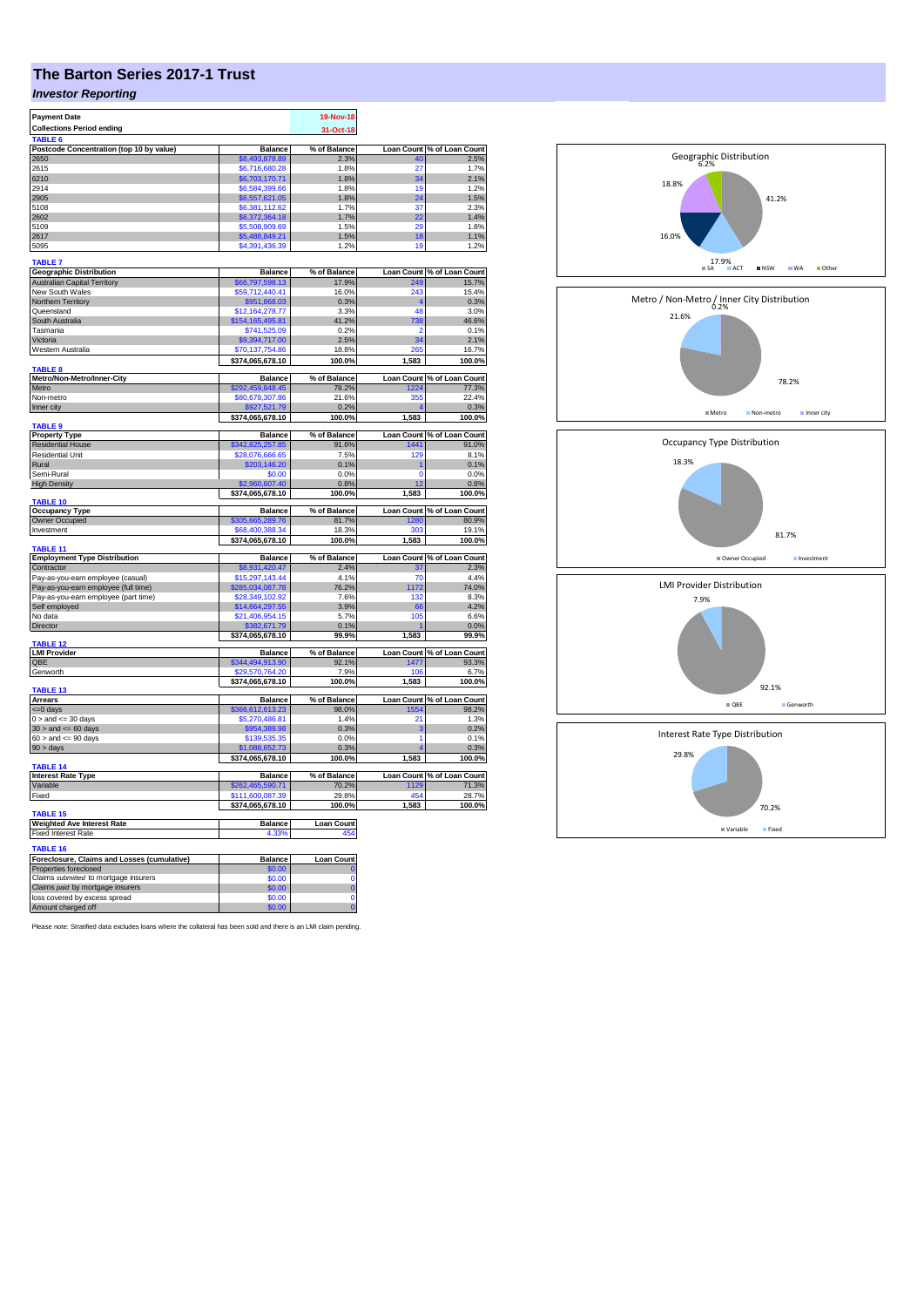# The Barton Series 2017-1 Trust

## *Investor Reporting*

| | |
|---|---|
| **Payment Date** | 19-Nov-18 |
| **Collections Period ending** | 31-Oct-18 |

**TABLE 6**

| Postcode Concentration (top 10 by value) | Balance | % of Balance | Loan Count | % of Loan Count |
|---|---|---|---|---|
| 2650 | $8,493,878.89 | 2.3% | 40 | 2.5% |
| 2615 | $6,716,680.28 | 1.8% | 27 | 1.7% |
| 6210 | $6,703,170.71 | 1.8% | 34 | 2.1% |
| 2914 | $6,584,399.66 | 1.8% | 19 | 1.2% |
| 2905 | $6,557,621.05 | 1.8% | 24 | 1.5% |
| 5108 | $6,381,112.62 | 1.7% | 37 | 2.3% |
| 2602 | $6,372,364.18 | 1.7% | 22 | 1.4% |
| 5109 | $5,508,909.69 | 1.5% | 29 | 1.8% |
| 2617 | $5,488,849.21 | 1.5% | 18 | 1.1% |
| 5095 | $4,391,436.39 | 1.2% | 19 | 1.2% |

**TABLE 7**

| Geographic Distribution | Balance | % of Balance | Loan Count | % of Loan Count |
|---|---|---|---|---|
| Australian Capital Territory | $66,797,598.13 | 17.9% | 249 | 15.7% |
| New South Wales | $59,712,440.41 | 16.0% | 243 | 15.4% |
| Northern Territory | $951,868.03 | 0.3% | 4 | 0.3% |
| Queensland | $12,164,278.77 | 3.3% | 48 | 3.0% |
| South Australia | $154,165,495.81 | 41.2% | 738 | 46.6% |
| Tasmania | $741,525.09 | 0.2% | 2 | 0.1% |
| Victoria | $9,394,717.00 | 2.5% | 34 | 2.1% |
| Western Australia | $70,137,754.86 | 18.8% | 265 | 16.7% |
| | $374,065,678.10 | 100.0% | 1,583 | 100.0% |

**TABLE 8**

| Metro/Non-Metro/Inner-City | Balance | % of Balance | Loan Count | % of Loan Count |
|---|---|---|---|---|
| Metro | $292,459,848.45 | 78.2% | 1224 | 77.3% |
| Non-metro | $80,678,307.86 | 21.6% | 355 | 22.4% |
| Inner city | $927,521.79 | 0.2% | 4 | 0.3% |
| | $374,065,678.10 | 100.0% | 1,583 | 100.0% |

**TABLE 9**

| Property Type | Balance | % of Balance | Loan Count | % of Loan Count |
|---|---|---|---|---|
| Residential House | $342,825,257.85 | 91.6% | 1441 | 91.0% |
| Residential Unit | $28,076,666.65 | 7.5% | 129 | 8.1% |
| Rural | $203,146.20 | 0.1% | 1 | 0.1% |
| Semi-Rural | $0.00 | 0.0% | 0 | 0.0% |
| High Density | $2,960,607.40 | 0.8% | 12 | 0.8% |
| | $374,065,678.10 | 100.0% | 1,583 | 100.0% |

**TABLE 10**

| Occupancy Type | Balance | % of Balance | Loan Count | % of Loan Count |
|---|---|---|---|---|
| Owner Occupied | $305,665,289.76 | 81.7% | 1280 | 80.9% |
| Investment | $68,400,388.34 | 18.3% | 303 | 19.1% |
| | $374,065,678.10 | 100.0% | 1,583 | 100.0% |

**TABLE 11**

| Employment Type Distribution | Balance | % of Balance | Loan Count | % of Loan Count |
|---|---|---|---|---|
| Contractor | $8,931,420.47 | 2.4% | 37 | 2.3% |
| Pay-as-you-earn employee (casual) | $15,297,143.44 | 4.1% | 70 | 4.4% |
| Pay-as-you-earn employee (full time) | $285,034,087.78 | 76.2% | 1172 | 74.0% |
| Pay-as-you-earn employee (part time) | $28,349,102.92 | 7.6% | 132 | 8.3% |
| Self employed | $14,664,297.55 | 3.9% | 66 | 4.2% |
| No data | $21,406,954.15 | 5.7% | 105 | 6.6% |
| Director | $382,671.79 | 0.1% | 1 | 0.0% |
| | $374,065,678.10 | 99.9% | 1,583 | 99.9% |

**TABLE 12**

| LMI Provider | Balance | % of Balance | Loan Count | % of Loan Count |
|---|---|---|---|---|
| QBE | $344,494,913.90 | 92.1% | 1477 | 93.3% |
| Genworth | $29,570,764.20 | 7.9% | 106 | 6.7% |
| | $374,065,678.10 | 100.0% | 1,583 | 100.0% |

**TABLE 13**

| Arrears | Balance | % of Balance | Loan Count | % of Loan Count |
|---|---|---|---|---|
| <=0 days | $366,612,613.23 | 98.0% | 1554 | 98.2% |
| 0 > and <= 30 days | $5,270,486.81 | 1.4% | 21 | 1.3% |
| 30 > and <= 60 days | $954,389.98 | 0.3% | 3 | 0.2% |
| 60 > and <= 90 days | $139,535.35 | 0.0% | 1 | 0.1% |
| 90 > days | $1,088,652.73 | 0.3% | 4 | 0.3% |
| | $374,065,678.10 | 100.0% | 1,583 | 100.0% |

**TABLE 14**

| Interest Rate Type | Balance | % of Balance | Loan Count | % of Loan Count |
|---|---|---|---|---|
| Variable | $262,465,590.71 | 70.2% | 1129 | 71.3% |
| Fixed | $111,600,087.39 | 29.8% | 454 | 28.7% |
| | $374,065,678.10 | 100.0% | 1,583 | 100.0% |

**TABLE 15**

| Weighted Ave Interest Rate | Balance | Loan Count |
|---|---|---|
| Fixed Interest Rate | 4.33% | 454 |

**TABLE 16**

| Foreclosure, Claims and Losses (cumulative) | Balance | Loan Count |
|---|---|---|
| Properties foreclosed | $0.00 | 0 |
| Claims *submitted* to mortgage insurers | $0.00 | 0 |
| Claims *paid* by mortgage insurers | $0.00 | 0 |
| loss covered by excess spread | $0.00 | 0 |
| Amount charged off | $0.00 | 0 |

Please note: Stratified data excludes loans where the collateral has been sold and there is an LMI claim pending.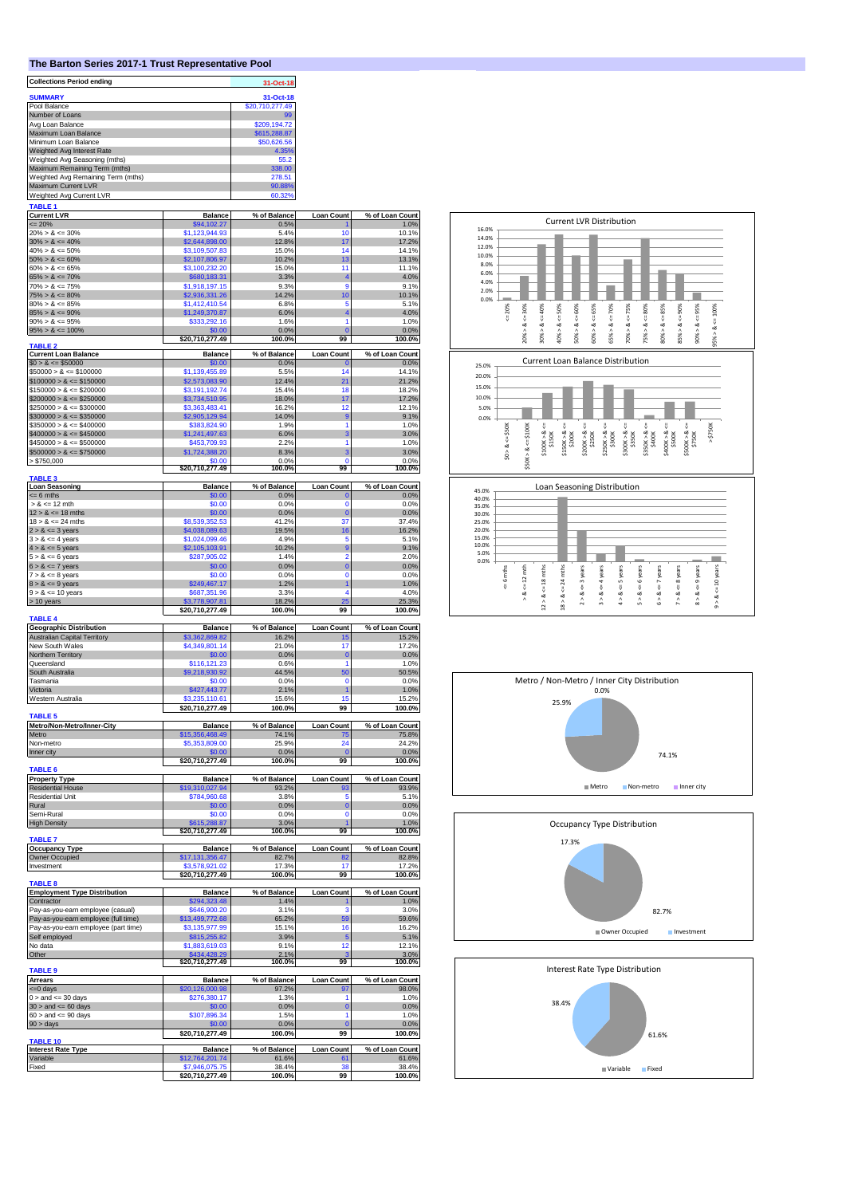# The Barton Series 2017-1 Trust Representative Pool

| Collections Period ending | 31-Oct-18 |
|---|---|

| SUMMARY | 31-Oct-18 |
|---|---|
| Pool Balance | $20,710,277.49 |
| Number of Loans | 99 |
| Avg Loan Balance | $209,194.72 |
| Maximum Loan Balance | $615,288.87 |
| Minimum Loan Balance | $50,626.56 |
| Weighted Avg Interest Rate | 4.35% |
| Weighted Avg Seasoning (mths) | 55.2 |
| Maximum Remaining Term (mths) | 338.00 |
| Weighted Avg Remaining Term (mths) | 278.51 |
| Maximum Current LVR | 90.88% |
| Weighted Avg Current LVR | 60.32% |

**TABLE 1**

| Current LVR | Balance | % of Balance | Loan Count | % of Loan Count |
|---|---|---|---|---|
| <= 20% | $94,102.27 | 0.5% | 1 | 1.0% |
| 20% > & <= 30% | $1,123,944.93 | 5.4% | 10 | 10.1% |
| 30% > & <= 40% | $2,644,898.00 | 12.8% | 17 | 17.2% |
| 40% > & <= 50% | $3,109,507.83 | 15.0% | 14 | 14.1% |
| 50% > & <= 60% | $2,107,806.97 | 10.2% | 13 | 13.1% |
| 60% > & <= 65% | $3,100,232.20 | 15.0% | 11 | 11.1% |
| 65% > & <= 70% | $680,183.31 | 3.3% | 4 | 4.0% |
| 70% > & <= 75% | $1,918,197.15 | 9.3% | 9 | 9.1% |
| 75% > & <= 80% | $2,936,331.26 | 14.2% | 10 | 10.1% |
| 80% > & <= 85% | $1,412,410.54 | 6.8% | 5 | 5.1% |
| 85% > & <= 90% | $1,249,370.87 | 6.0% | 4 | 4.0% |
| 90% > & <= 95% | $333,292.16 | 1.6% | 1 | 1.0% |
| 95% > & <= 100% | $0.00 | 0.0% | 0 | 0.0% |
| | $20,710,277.49 | 100.0% | 99 | 100.0% |

Current LVR Distribution

16.0%
14.0%
12.0%
10.0%
8.0%
6.0%
4.0%
2.0%
0.0%

<= 20%
20% > & <= 30%
30% > & <= 40%
40% > & <= 50%
50% > & <= 60%
60% > & <= 65%
65% > & <= 70%
70% > & <= 75%
75% > & <= 80%
80% > & <= 85%
85% > & <= 90%
90% > & <= 95%
95% > & <= 100%

**TABLE 2**

| Current Loan Balance | Balance | % of Balance | Loan Count | % of Loan Count |
|---|---|---|---|---|
| $0 > & <= $50000 | $0.00 | 0.0% | 0 | 0.0% |
| $50000 > & <= $100000 | $1,139,455.89 | 5.5% | 14 | 14.1% |
| $100000 > & <= $150000 | $2,573,083.90 | 12.4% | 21 | 21.2% |
| $150000 > & <= $200000 | $3,191,192.74 | 15.4% | 18 | 18.2% |
| $200000 > & <= $250000 | $3,734,510.95 | 18.0% | 17 | 17.2% |
| $250000 > & <= $300000 | $3,363,483.41 | 16.2% | 12 | 12.1% |
| $300000 > & <= $350000 | $2,905,129.94 | 14.0% | 9 | 9.1% |
| $350000 > & <= $400000 | $383,824.90 | 1.9% | 1 | 1.0% |
| $400000 > & <= $450000 | $1,241,497.63 | 6.0% | 3 | 3.0% |
| $450000 > & <= $500000 | $453,709.93 | 2.2% | 1 | 1.0% |
| $500000 > & <= $750000 | $1,724,388.20 | 8.3% | 3 | 3.0% |
| > $750,000 | $0.00 | 0.0% | 0 | 0.0% |
| | $20,710,277.49 | 100.0% | 99 | 100.0% |

Current Loan Balance Distribution

25.0%
20.0%
15.0%
10.0%
5.0%
0.0%

$0 > & <= $50K
$50K > & <= $100K
$100K > & <= $150K
$150K > & <= $200K
$200K > & <= $250K
$250K > & <= $300K
$300K > & <= $350K
$350K > & <= $400K
$400K > & <= $500K
$500K > & <= $750K
> $750K

**TABLE 3**

| Loan Seasoning | Balance | % of Balance | Loan Count | % of Loan Count |
|---|---|---|---|---|
| <= 6 mths | $0.00 | 0.0% | 0 | 0.0% |
| > & <= 12 mth | $0.00 | 0.0% | 0 | 0.0% |
| 12 > & <= 18 mths | $0.00 | 0.0% | 0 | 0.0% |
| 18 > & <= 24 mths | $8,539,352.53 | 41.2% | 37 | 37.4% |
| 2 > & <= 3 years | $4,038,089.63 | 19.5% | 16 | 16.2% |
| 3 > & <= 4 years | $1,024,099.46 | 4.9% | 5 | 5.1% |
| 4 > & <= 5 years | $2,105,103.91 | 10.2% | 9 | 9.1% |
| 5 > & <= 6 years | $287,905.02 | 1.4% | 2 | 2.0% |
| 6 > & <= 7 years | $0.00 | 0.0% | 0 | 0.0% |
| 7 > & <= 8 years | $0.00 | 0.0% | 0 | 0.0% |
| 8 > & <= 9 years | $249,467.17 | 1.2% | 1 | 1.0% |
| 9 > & <= 10 years | $687,351.96 | 3.3% | 4 | 4.0% |
| > 10 years | $3,778,907.81 | 18.2% | 25 | 25.3% |
| | $20,710,277.49 | 100.0% | 99 | 100.0% |

Loan Seasoning Distribution

45.0%
40.0%
35.0%
30.0%
25.0%
20.0%
15.0%
10.0%
5.0%
0.0%

<= 6 mths
> & <= 12 mth
12 > & <= 18 mths
18 > & <= 24 mths
2 > & <= 3 years
3 > & <= 4 years
4 > & <= 5 years
5 > & <= 6 years
6 > & <= 7 years
7 > & <= 8 years
8 > & <= 9 years
9 > & <= 10 years

**TABLE 4**

| Geographic Distribution | Balance | % of Balance | Loan Count | % of Loan Count |
|---|---|---|---|---|
| Australian Capital Territory | $3,362,869.82 | 16.2% | 15 | 15.2% |
| New South Wales | $4,349,801.14 | 21.0% | 17 | 17.2% |
| Northern Territory | $0.00 | 0.0% | 0 | 0.0% |
| Queensland | $116,121.23 | 0.6% | 1 | 1.0% |
| South Australia | $9,218,930.92 | 44.5% | 50 | 50.5% |
| Tasmania | $0.00 | 0.0% | 0 | 0.0% |
| Victoria | $427,443.77 | 2.1% | 1 | 1.0% |
| Western Australia | $3,235,110.61 | 15.6% | 15 | 15.2% |
| | $20,710,277.49 | 100.0% | 99 | 100.0% |

**TABLE 5**

| Metro/Non-Metro/Inner-City | Balance | % of Balance | Loan Count | % of Loan Count |
|---|---|---|---|---|
| Metro | $15,356,468.49 | 74.1% | 75 | 75.8% |
| Non-metro | $5,353,809.00 | 25.9% | 24 | 24.2% |
| Inner city | $0.00 | 0.0% | 0 | 0.0% |
| | $20,710,277.49 | 100.0% | 99 | 100.0% |

Metro / Non-Metro / Inner City Distribution

0.0%
25.9%
74.1%

Metro
Non-metro
Inner city

**TABLE 6**

| Property Type | Balance | % of Balance | Loan Count | % of Loan Count |
|---|---|---|---|---|
| Residential House | $19,310,027.94 | 93.2% | 93 | 93.9% |
| Residential Unit | $784,960.68 | 3.8% | 5 | 5.1% |
| Rural | $0.00 | 0.0% | 0 | 0.0% |
| Semi-Rural | $0.00 | 0.0% | 0 | 0.0% |
| High Density | $615,288.87 | 3.0% | 1 | 1.0% |
| | $20,710,277.49 | 100.0% | 99 | 100.0% |

**TABLE 7**

| Occupancy Type | Balance | % of Balance | Loan Count | % of Loan Count |
|---|---|---|---|---|
| Owner Occupied | $17,131,356.47 | 82.7% | 82 | 82.8% |
| Investment | $3,578,921.02 | 17.3% | 17 | 17.2% |
| | $20,710,277.49 | 100.0% | 99 | 100.0% |

Occupancy Type Distribution

17.3%
82.7%

Owner Occupied
Investment

**TABLE 8**

| Employment Type Distribution | Balance | % of Balance | Loan Count | % of Loan Count |
|---|---|---|---|---|
| Contractor | $294,323.48 | 1.4% | 1 | 1.0% |
| Pay-as-you-earn employee (casual) | $646,900.20 | 3.1% | 3 | 3.0% |
| Pay-as-you-earn employee (full time) | $13,499,772.68 | 65.2% | 59 | 59.6% |
| Pay-as-you-earn employee (part time) | $3,135,977.99 | 15.1% | 16 | 16.2% |
| Self employed | $815,255.82 | 3.9% | 5 | 5.1% |
| No data | $1,883,619.03 | 9.1% | 12 | 12.1% |
| Other | $434,428.29 | 2.1% | 3 | 3.0% |
| | $20,710,277.49 | 100.0% | 99 | 100.0% |

**TABLE 9**

| Arrears | Balance | % of Balance | Loan Count | % of Loan Count |
|---|---|---|---|---|
| <=0 days | $20,126,000.98 | 97.2% | 97 | 98.0% |
| 0 > and <= 30 days | $276,380.17 | 1.3% | 1 | 1.0% |
| 30 > and <= 60 days | $0.00 | 0.0% | 0 | 0.0% |
| 60 > and <= 90 days | $307,896.34 | 1.5% | 1 | 1.0% |
| 90 > days | $0.00 | 0.0% | 0 | 0.0% |
| | $20,710,277.49 | 100.0% | 99 | 100.0% |

**TABLE 10**

| Interest Rate Type | Balance | % of Balance | Loan Count | % of Loan Count |
|---|---|---|---|---|
| Variable | $12,764,201.74 | 61.6% | 61 | 61.6% |
| Fixed | $7,946,075.75 | 38.4% | 38 | 38.4% |
| | $20,710,277.49 | 100.0% | 99 | 100.0% |

Interest Rate Type Distribution

38.4%
61.6%

Variable
Fixed